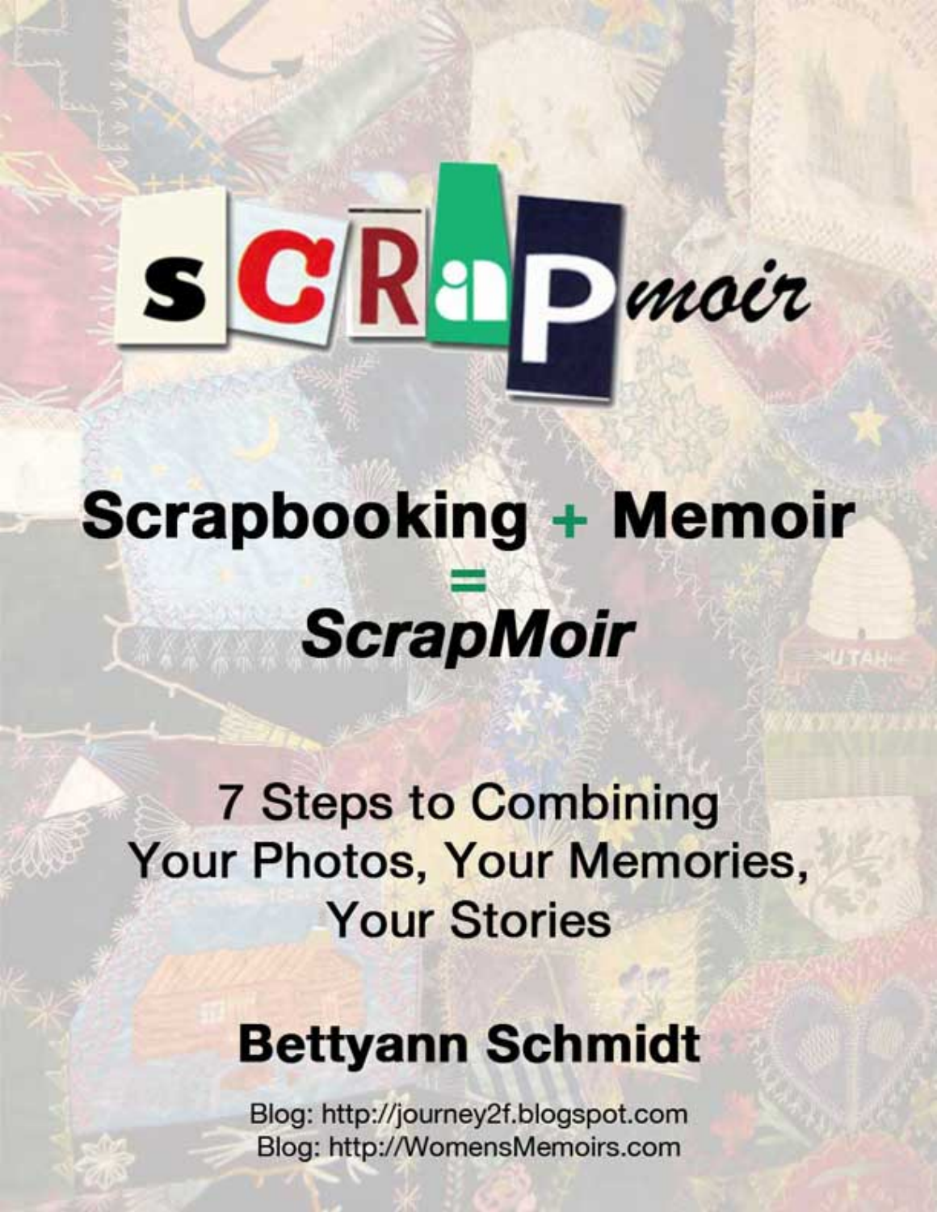# SCRAPmoir

## Scrapbooking + Memoir = *ScrapMoir*

### 7 Steps to Combining Your Photos, Your Memories, Your Stories

**Bettyann Schmidt**

Blog: http://journey2f.blogspot.com
Blog: http://WomensMemoirs.com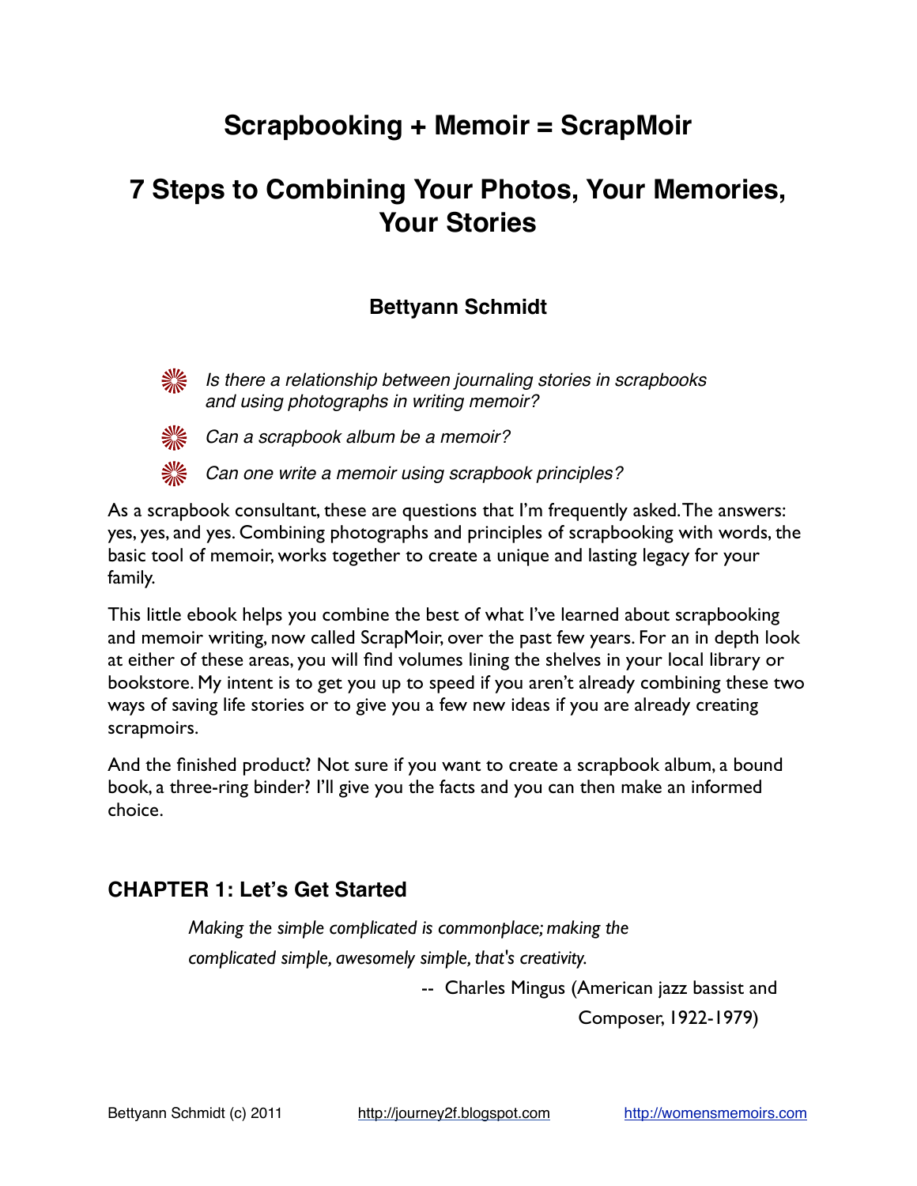# Scrapbooking + Memoir = ScrapMoir

# 7 Steps to Combining Your Photos, Your Memories, Your Stories

### Bettyann Schmidt

- *Is there a relationship between journaling stories in scrapbooks and using photographs in writing memoir?*
- *Can a scrapbook album be a memoir?*
- *Can one write a memoir using scrapbook principles?*

As a scrapbook consultant, these are questions that I'm frequently asked. The answers: yes, yes, and yes. Combining photographs and principles of scrapbooking with words, the basic tool of memoir, works together to create a unique and lasting legacy for your family.

This little ebook helps you combine the best of what I've learned about scrapbooking and memoir writing, now called ScrapMoir, over the past few years. For an in depth look at either of these areas, you will find volumes lining the shelves in your local library or bookstore. My intent is to get you up to speed if you aren't already combining these two ways of saving life stories or to give you a few new ideas if you are already creating scrapmoirs.

And the finished product? Not sure if you want to create a scrapbook album, a bound book, a three-ring binder? I'll give you the facts and you can then make an informed choice.

## CHAPTER 1: Let's Get Started

> *Making the simple complicated is commonplace; making the complicated simple, awesomely simple, that's creativity.*
>
> -- Charles Mingus (American jazz bassist and Composer, 1922-1979)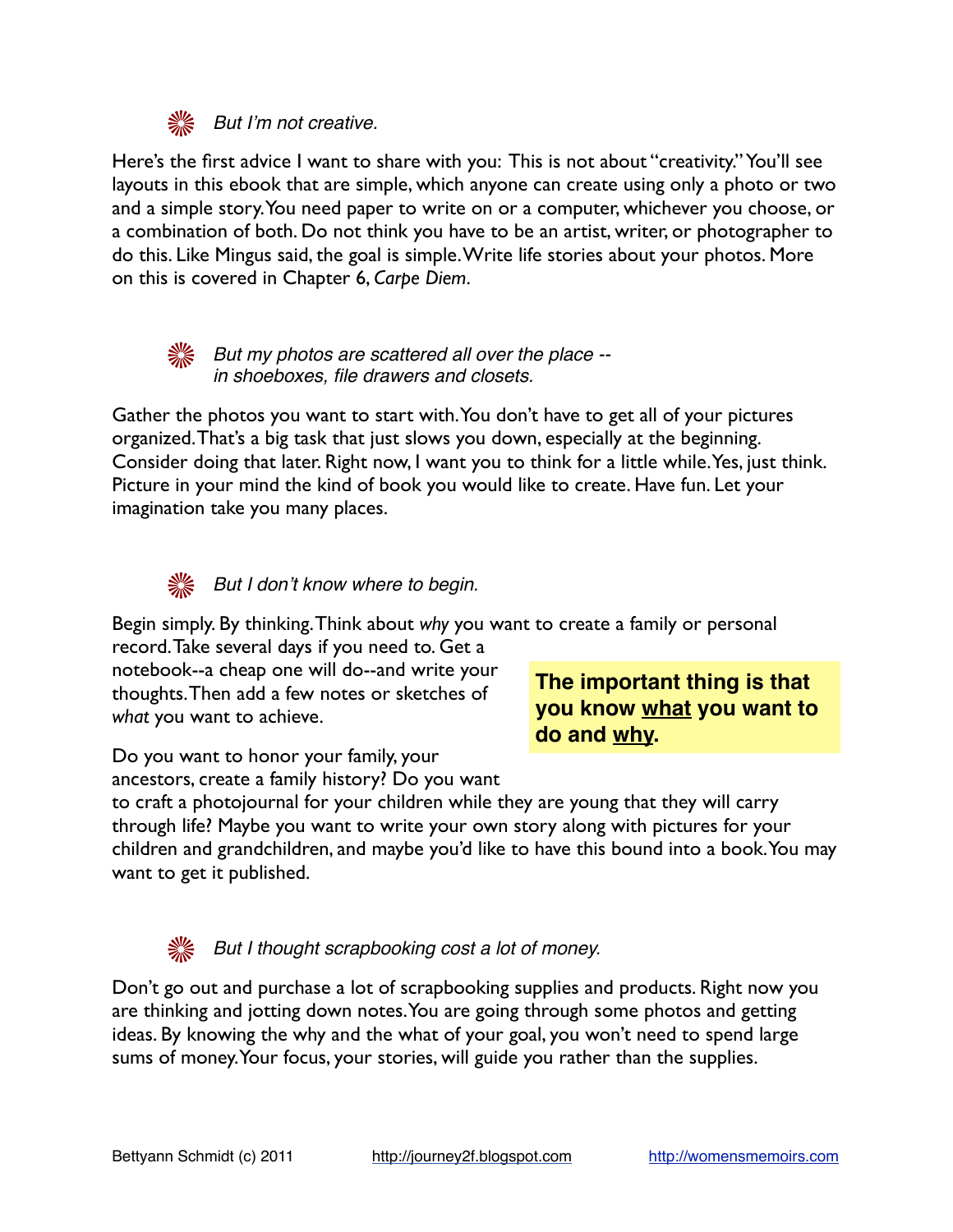*But I'm not creative.*

Here's the first advice I want to share with you: This is not about "creativity." You'll see layouts in this ebook that are simple, which anyone can create using only a photo or two and a simple story. You need paper to write on or a computer, whichever you choose, or a combination of both. Do not think you have to be an artist, writer, or photographer to do this. Like Mingus said, the goal is simple. Write life stories about your photos. More on this is covered in Chapter 6, *Carpe Diem*.

*But my photos are scattered all over the place -- in shoeboxes, file drawers and closets.*

Gather the photos you want to start with. You don't have to get all of your pictures organized. That's a big task that just slows you down, especially at the beginning. Consider doing that later. Right now, I want you to think for a little while. Yes, just think. Picture in your mind the kind of book you would like to create. Have fun. Let your imagination take you many places.

*But I don't know where to begin.*

Begin simply. By thinking. Think about *why* you want to create a family or personal record. Take several days if you need to. Get a notebook--a cheap one will do--and write your thoughts. Then add a few notes or sketches of *what* you want to achieve.

**The important thing is that you know <u>what</u> you want to do and <u>why</u>.**

Do you want to honor your family, your ancestors, create a family history? Do you want to craft a photojournal for your children while they are young that they will carry through life? Maybe you want to write your own story along with pictures for your children and grandchildren, and maybe you'd like to have this bound into a book. You may want to get it published.

*But I thought scrapbooking cost a lot of money.*

Don't go out and purchase a lot of scrapbooking supplies and products. Right now you are thinking and jotting down notes. You are going through some photos and getting ideas. By knowing the why and the what of your goal, you won't need to spend large sums of money. Your focus, your stories, will guide you rather than the supplies.

Bettyann Schmidt (c) 2011 http://journey2f.blogspot.com http://womensmemoirs.com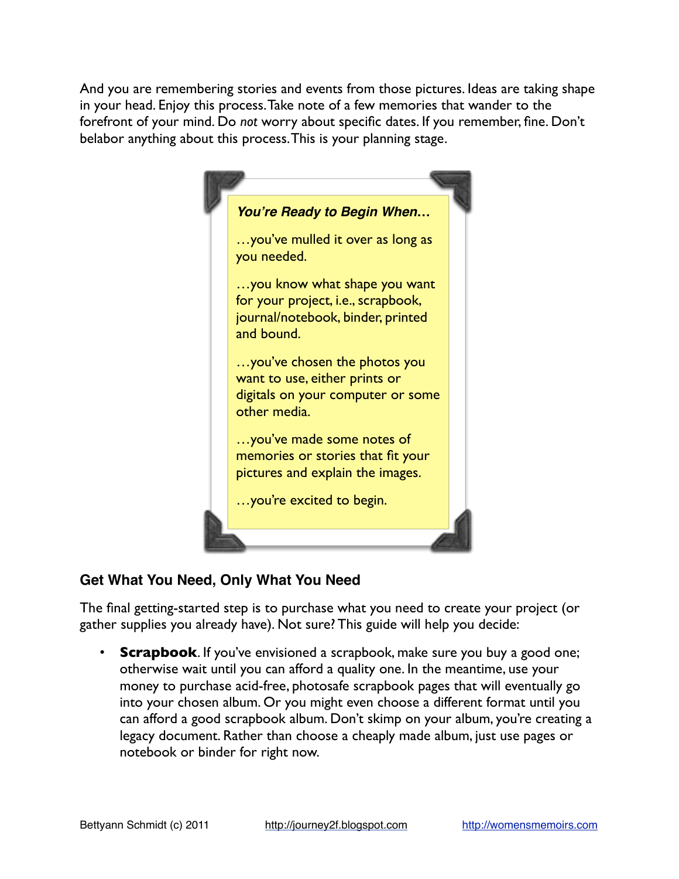And you are remembering stories and events from those pictures. Ideas are taking shape in your head. Enjoy this process. Take note of a few memories that wander to the forefront of your mind. Do *not* worry about specific dates. If you remember, fine. Don't belabor anything about this process. This is your planning stage.

> ***You're Ready to Begin When…***
>
> …you've mulled it over as long as you needed.
>
> …you know what shape you want for your project, i.e., scrapbook, journal/notebook, binder, printed and bound.
>
> …you've chosen the photos you want to use, either prints or digitals on your computer or some other media.
>
> …you've made some notes of memories or stories that fit your pictures and explain the images.
>
> …you're excited to begin.

## Get What You Need, Only What You Need

The final getting-started step is to purchase what you need to create your project (or gather supplies you already have). Not sure? This guide will help you decide:

- **Scrapbook**. If you've envisioned a scrapbook, make sure you buy a good one; otherwise wait until you can afford a quality one. In the meantime, use your money to purchase acid-free, photosafe scrapbook pages that will eventually go into your chosen album. Or you might even choose a different format until you can afford a good scrapbook album. Don't skimp on your album, you're creating a legacy document. Rather than choose a cheaply made album, just use pages or notebook or binder for right now.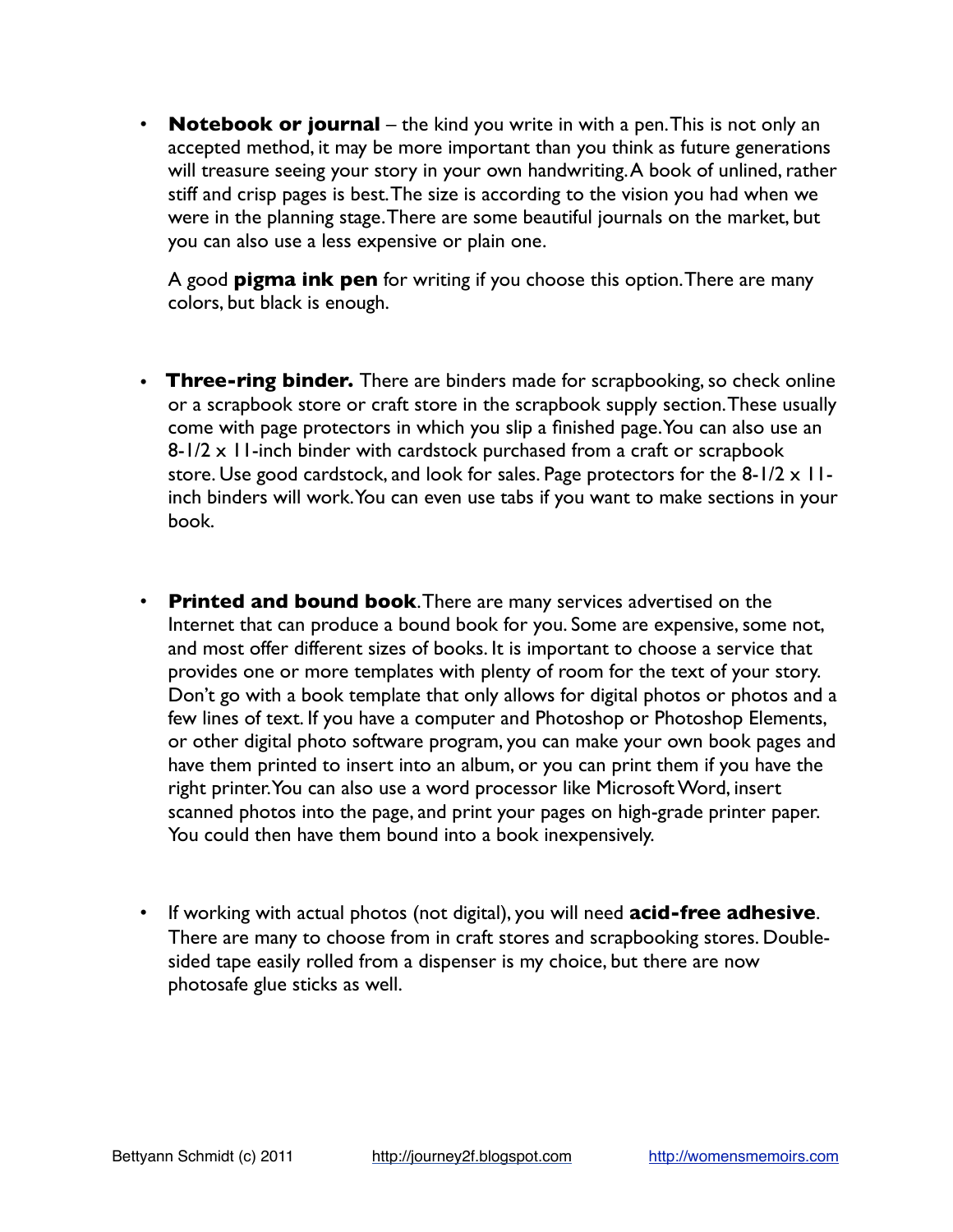- **Notebook or journal** – the kind you write in with a pen. This is not only an accepted method, it may be more important than you think as future generations will treasure seeing your story in your own handwriting. A book of unlined, rather stiff and crisp pages is best. The size is according to the vision you had when we were in the planning stage. There are some beautiful journals on the market, but you can also use a less expensive or plain one.

  A good **pigma ink pen** for writing if you choose this option. There are many colors, but black is enough.

- **Three-ring binder.** There are binders made for scrapbooking, so check online or a scrapbook store or craft store in the scrapbook supply section. These usually come with page protectors in which you slip a finished page. You can also use an 8-1/2 x 11-inch binder with cardstock purchased from a craft or scrapbook store. Use good cardstock, and look for sales. Page protectors for the 8-1/2 x 11-inch binders will work. You can even use tabs if you want to make sections in your book.

- **Printed and bound book**. There are many services advertised on the Internet that can produce a bound book for you. Some are expensive, some not, and most offer different sizes of books. It is important to choose a service that provides one or more templates with plenty of room for the text of your story. Don't go with a book template that only allows for digital photos or photos and a few lines of text. If you have a computer and Photoshop or Photoshop Elements, or other digital photo software program, you can make your own book pages and have them printed to insert into an album, or you can print them if you have the right printer. You can also use a word processor like Microsoft Word, insert scanned photos into the page, and print your pages on high-grade printer paper. You could then have them bound into a book inexpensively.

- If working with actual photos (not digital), you will need **acid-free adhesive**. There are many to choose from in craft stores and scrapbooking stores. Double-sided tape easily rolled from a dispenser is my choice, but there are now photosafe glue sticks as well.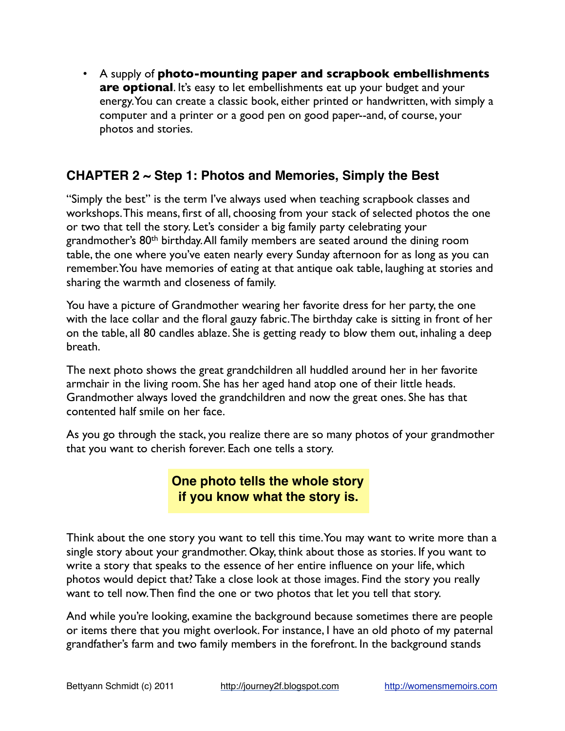- A supply of **photo-mounting paper and scrapbook embellishments are optional**. It's easy to let embellishments eat up your budget and your energy. You can create a classic book, either printed or handwritten, with simply a computer and a printer or a good pen on good paper--and, of course, your photos and stories.

## CHAPTER 2 ~ Step 1: Photos and Memories, Simply the Best

"Simply the best" is the term I've always used when teaching scrapbook classes and workshops. This means, first of all, choosing from your stack of selected photos the one or two that tell the story. Let's consider a big family party celebrating your grandmother's 80th birthday. All family members are seated around the dining room table, the one where you've eaten nearly every Sunday afternoon for as long as you can remember. You have memories of eating at that antique oak table, laughing at stories and sharing the warmth and closeness of family.

You have a picture of Grandmother wearing her favorite dress for her party, the one with the lace collar and the floral gauzy fabric. The birthday cake is sitting in front of her on the table, all 80 candles ablaze. She is getting ready to blow them out, inhaling a deep breath.

The next photo shows the great grandchildren all huddled around her in her favorite armchair in the living room. She has her aged hand atop one of their little heads. Grandmother always loved the grandchildren and now the great ones. She has that contented half smile on her face.

As you go through the stack, you realize there are so many photos of your grandmother that you want to cherish forever. Each one tells a story.

> **One photo tells the whole story if you know what the story is.**

Think about the one story you want to tell this time. You may want to write more than a single story about your grandmother. Okay, think about those as stories. If you want to write a story that speaks to the essence of her entire influence on your life, which photos would depict that? Take a close look at those images. Find the story you really want to tell now. Then find the one or two photos that let you tell that story.

And while you're looking, examine the background because sometimes there are people or items there that you might overlook. For instance, I have an old photo of my paternal grandfather's farm and two family members in the forefront. In the background stands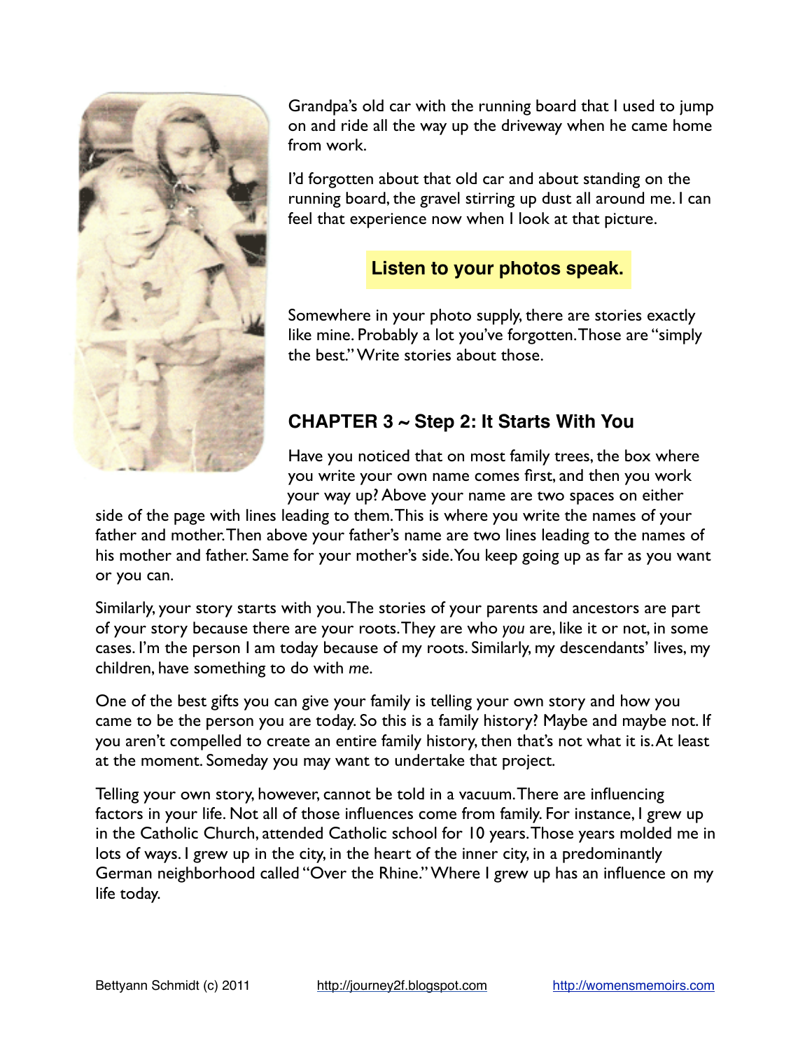Grandpa's old car with the running board that I used to jump on and ride all the way up the driveway when he came home from work.

I'd forgotten about that old car and about standing on the running board, the gravel stirring up dust all around me. I can feel that experience now when I look at that picture.

**Listen to your photos speak.**

Somewhere in your photo supply, there are stories exactly like mine. Probably a lot you've forgotten. Those are "simply the best." Write stories about those.

## CHAPTER 3 ~ Step 2: It Starts With You

Have you noticed that on most family trees, the box where you write your own name comes first, and then you work your way up? Above your name are two spaces on either side of the page with lines leading to them. This is where you write the names of your father and mother. Then above your father's name are two lines leading to the names of his mother and father. Same for your mother's side. You keep going up as far as you want or you can.

Similarly, your story starts with you. The stories of your parents and ancestors are part of your story because there are your roots. They are who *you* are, like it or not, in some cases. I'm the person I am today because of my roots. Similarly, my descendants' lives, my children, have something to do with *me*.

One of the best gifts you can give your family is telling your own story and how you came to be the person you are today. So this is a family history? Maybe and maybe not. If you aren't compelled to create an entire family history, then that's not what it is. At least at the moment. Someday you may want to undertake that project.

Telling your own story, however, cannot be told in a vacuum. There are influencing factors in your life. Not all of those influences come from family. For instance, I grew up in the Catholic Church, attended Catholic school for 10 years. Those years molded me in lots of ways. I grew up in the city, in the heart of the inner city, in a predominantly German neighborhood called "Over the Rhine." Where I grew up has an influence on my life today.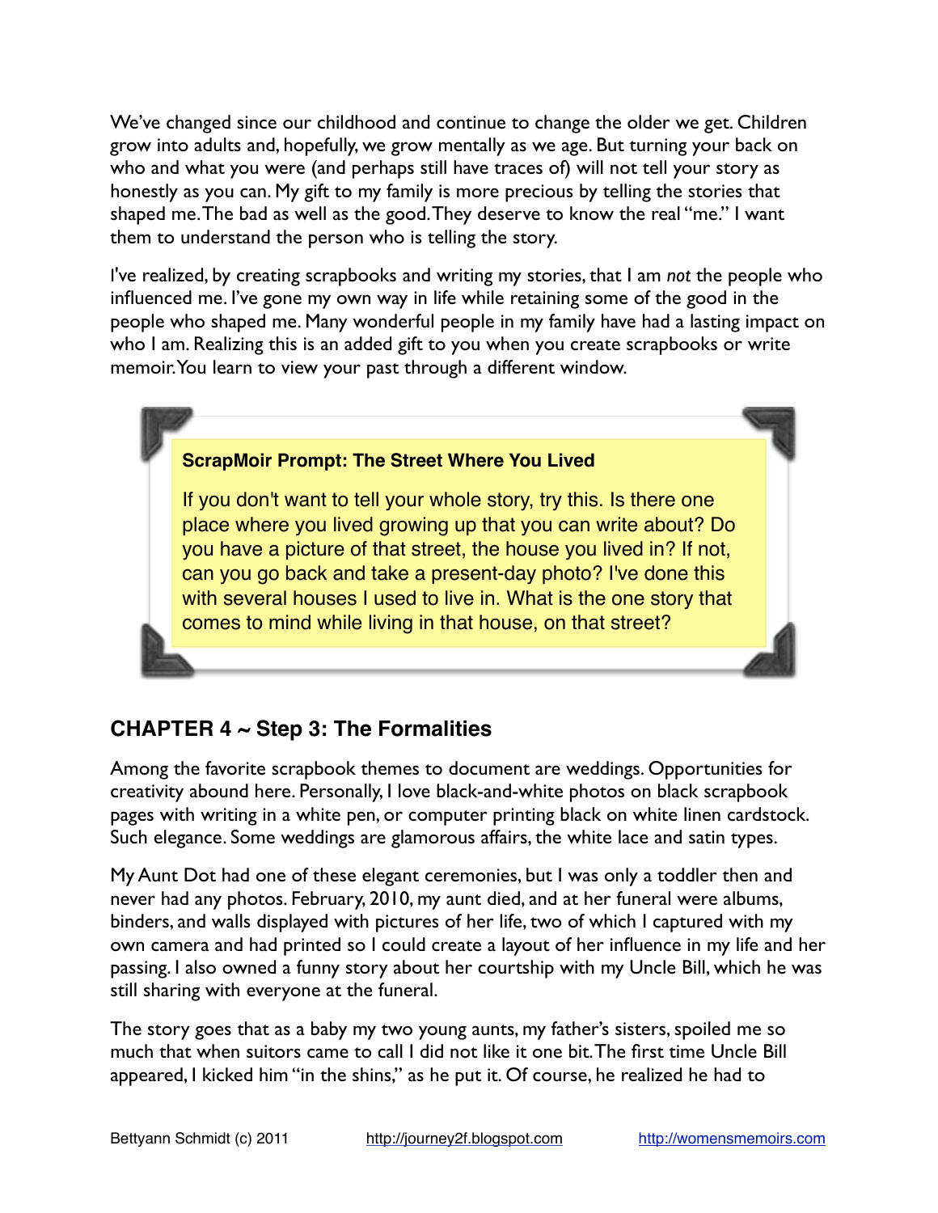We've changed since our childhood and continue to change the older we get. Children grow into adults and, hopefully, we grow mentally as we age. But turning your back on who and what you were (and perhaps still have traces of) will not tell your story as honestly as you can. My gift to my family is more precious by telling the stories that shaped me. The bad as well as the good. They deserve to know the real "me." I want them to understand the person who is telling the story.

I've realized, by creating scrapbooks and writing my stories, that I am *not* the people who influenced me. I've gone my own way in life while retaining some of the good in the people who shaped me. Many wonderful people in my family have had a lasting impact on who I am. Realizing this is an added gift to you when you create scrapbooks or write memoir. You learn to view your past through a different window.

> **ScrapMoir Prompt: The Street Where You Lived**
>
> If you don't want to tell your whole story, try this. Is there one place where you lived growing up that you can write about? Do you have a picture of that street, the house you lived in? If not, can you go back and take a present-day photo? I've done this with several houses I used to live in. What is the one story that comes to mind while living in that house, on that street?

## CHAPTER 4 ~ Step 3: The Formalities

Among the favorite scrapbook themes to document are weddings. Opportunities for creativity abound here. Personally, I love black-and-white photos on black scrapbook pages with writing in a white pen, or computer printing black on white linen cardstock. Such elegance. Some weddings are glamorous affairs, the white lace and satin types.

My Aunt Dot had one of these elegant ceremonies, but I was only a toddler then and never had any photos. February, 2010, my aunt died, and at her funeral were albums, binders, and walls displayed with pictures of her life, two of which I captured with my own camera and had printed so I could create a layout of her influence in my life and her passing. I also owned a funny story about her courtship with my Uncle Bill, which he was still sharing with everyone at the funeral.

The story goes that as a baby my two young aunts, my father's sisters, spoiled me so much that when suitors came to call I did not like it one bit. The first time Uncle Bill appeared, I kicked him "in the shins," as he put it. Of course, he realized he had to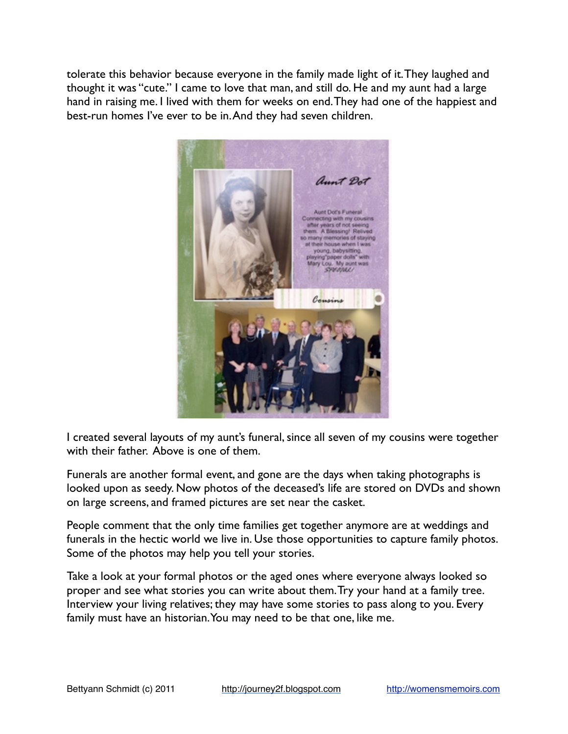tolerate this behavior because everyone in the family made light of it. They laughed and thought it was "cute." I came to love that man, and still do. He and my aunt had a large hand in raising me. I lived with them for weeks on end. They had one of the happiest and best-run homes I've ever to be in. And they had seven children.

I created several layouts of my aunt's funeral, since all seven of my cousins were together with their father. Above is one of them.

Funerals are another formal event, and gone are the days when taking photographs is looked upon as seedy. Now photos of the deceased's life are stored on DVDs and shown on large screens, and framed pictures are set near the casket.

People comment that the only time families get together anymore are at weddings and funerals in the hectic world we live in. Use those opportunities to capture family photos. Some of the photos may help you tell your stories.

Take a look at your formal photos or the aged ones where everyone always looked so proper and see what stories you can write about them. Try your hand at a family tree. Interview your living relatives; they may have some stories to pass along to you. Every family must have an historian. You may need to be that one, like me.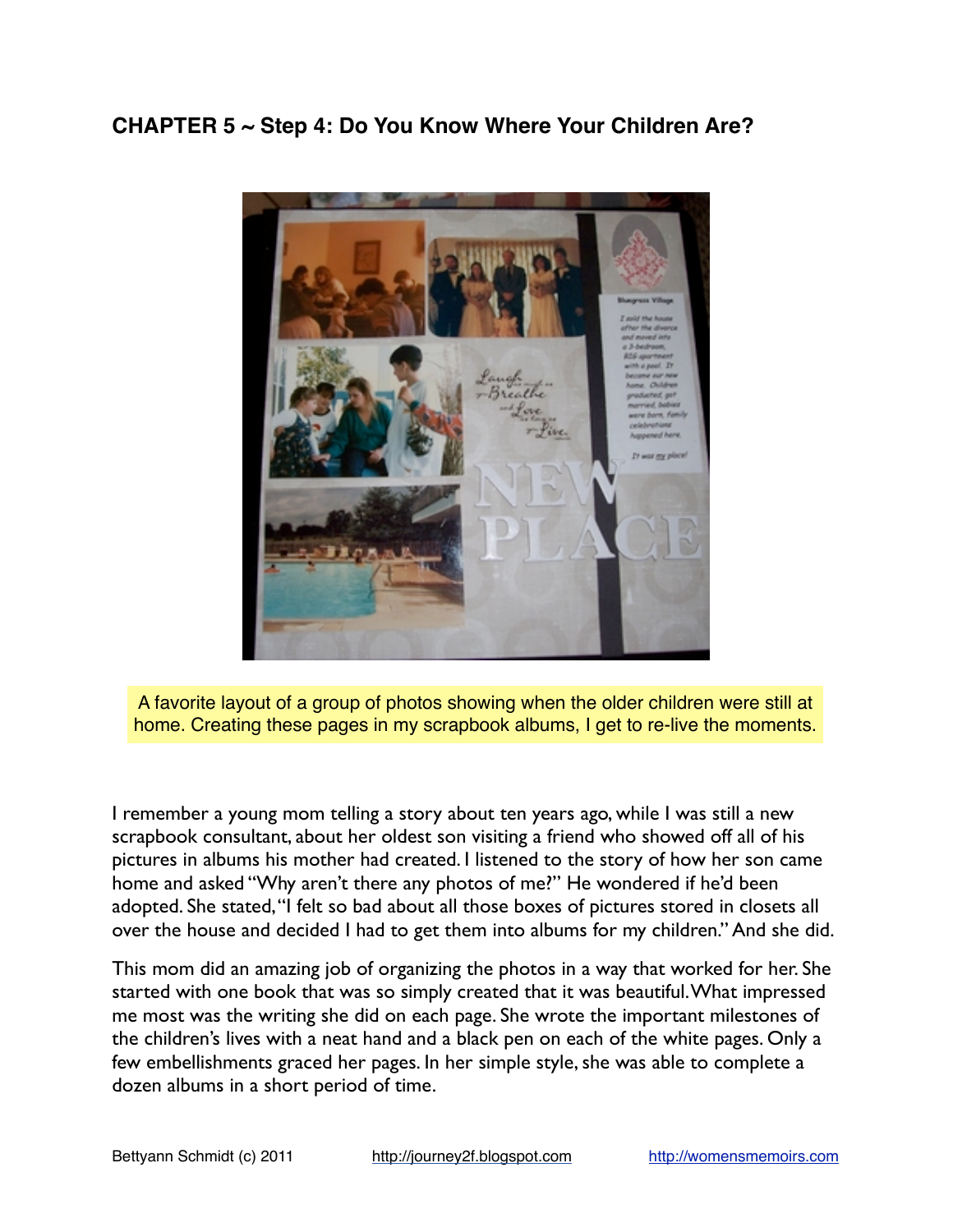## CHAPTER 5 ~ Step 4: Do You Know Where Your Children Are?

A favorite layout of a group of photos showing when the older children were still at home. Creating these pages in my scrapbook albums, I get to re-live the moments.

I remember a young mom telling a story about ten years ago, while I was still a new scrapbook consultant, about her oldest son visiting a friend who showed off all of his pictures in albums his mother had created. I listened to the story of how her son came home and asked "Why aren't there any photos of me?" He wondered if he'd been adopted. She stated, "I felt so bad about all those boxes of pictures stored in closets all over the house and decided I had to get them into albums for my children." And she did.

This mom did an amazing job of organizing the photos in a way that worked for her. She started with one book that was so simply created that it was beautiful. What impressed me most was the writing she did on each page. She wrote the important milestones of the children's lives with a neat hand and a black pen on each of the white pages. Only a few embellishments graced her pages. In her simple style, she was able to complete a dozen albums in a short period of time.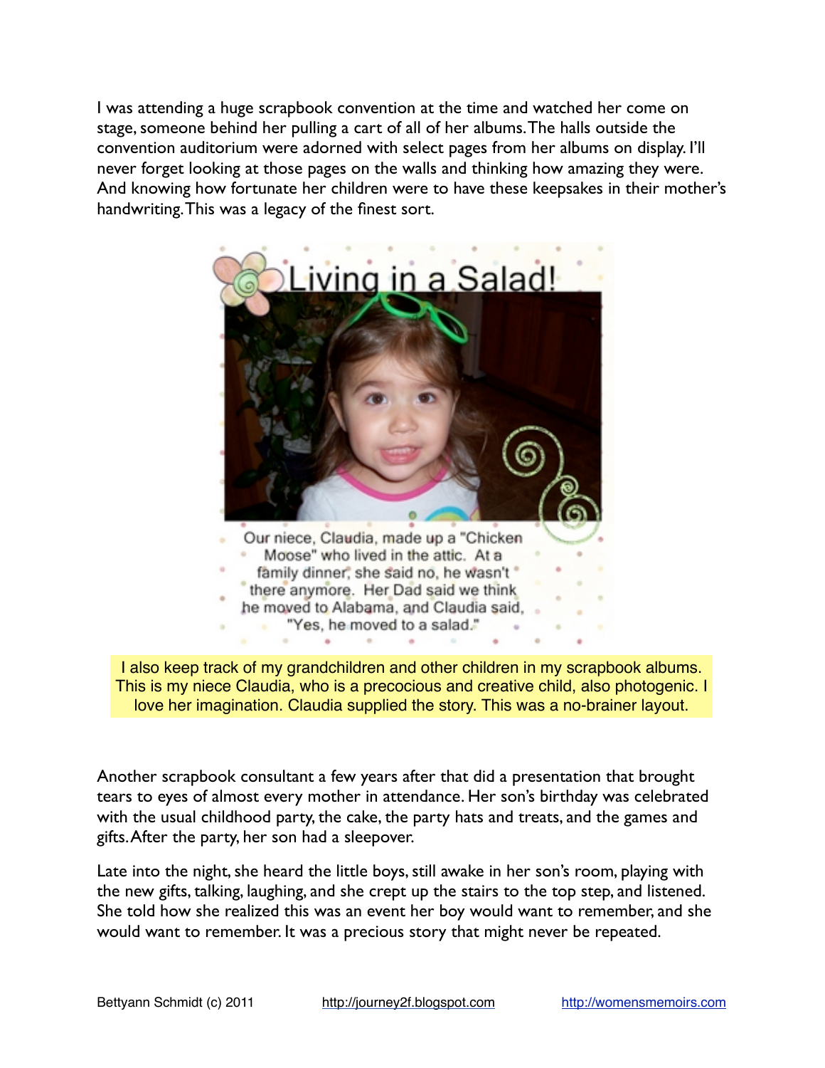I was attending a huge scrapbook convention at the time and watched her come on stage, someone behind her pulling a cart of all of her albums. The halls outside the convention auditorium were adorned with select pages from her albums on display. I'll never forget looking at those pages on the walls and thinking how amazing they were. And knowing how fortunate her children were to have these keepsakes in their mother's handwriting. This was a legacy of the finest sort.

Living in a Salad!

Our niece, Claudia, made up a "Chicken Moose" who lived in the attic. At a family dinner, she said no, he wasn't there anymore. Her Dad said we think he moved to Alabama, and Claudia said, "Yes, he moved to a salad."

I also keep track of my grandchildren and other children in my scrapbook albums. This is my niece Claudia, who is a precocious and creative child, also photogenic. I love her imagination. Claudia supplied the story. This was a no-brainer layout.

Another scrapbook consultant a few years after that did a presentation that brought tears to eyes of almost every mother in attendance. Her son's birthday was celebrated with the usual childhood party, the cake, the party hats and treats, and the games and gifts. After the party, her son had a sleepover.

Late into the night, she heard the little boys, still awake in her son's room, playing with the new gifts, talking, laughing, and she crept up the stairs to the top step, and listened. She told how she realized this was an event her boy would want to remember, and she would want to remember. It was a precious story that might never be repeated.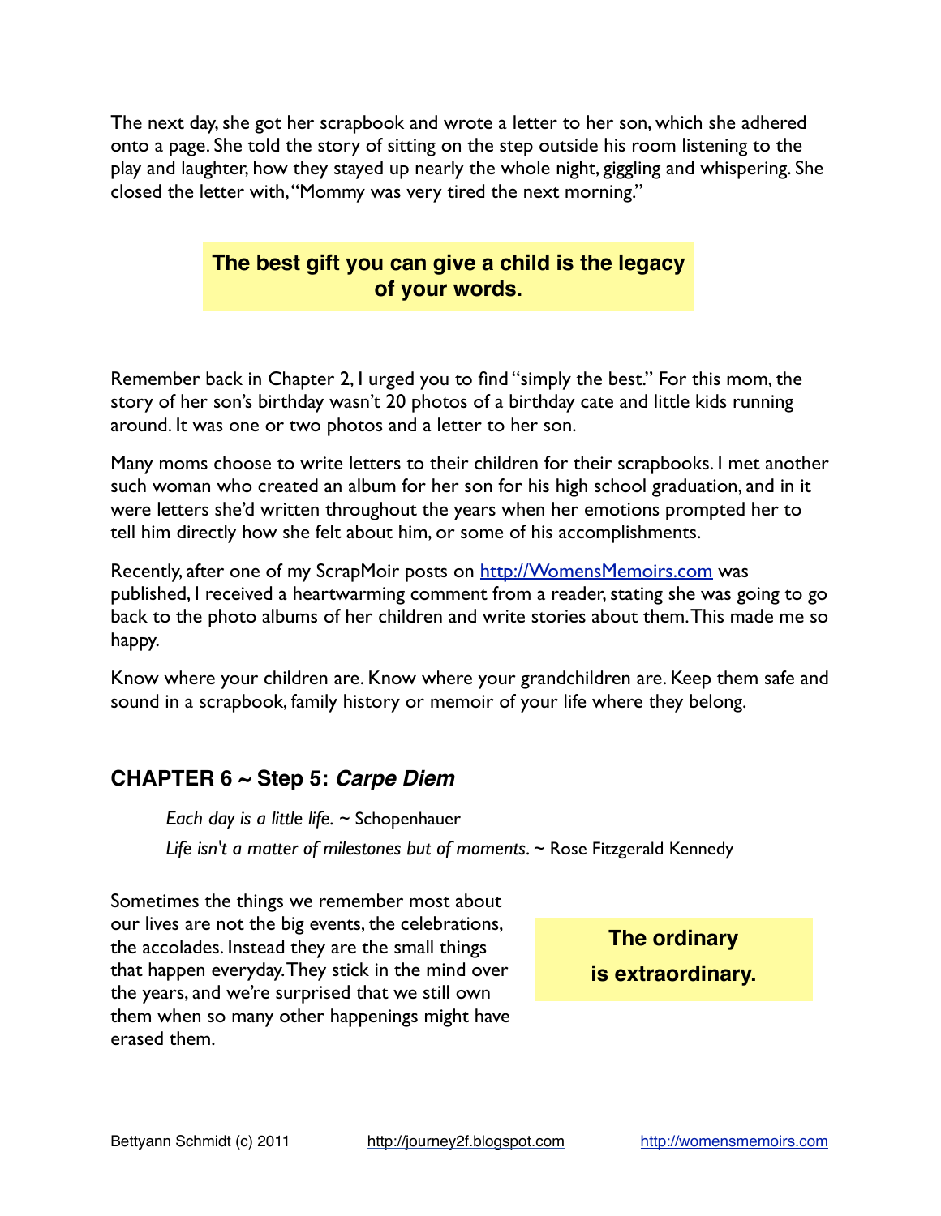The next day, she got her scrapbook and wrote a letter to her son, which she adhered onto a page. She told the story of sitting on the step outside his room listening to the play and laughter, how they stayed up nearly the whole night, giggling and whispering. She closed the letter with, "Mommy was very tired the next morning."

> **The best gift you can give a child is the legacy of your words.**

Remember back in Chapter 2, I urged you to find "simply the best." For this mom, the story of her son's birthday wasn't 20 photos of a birthday cate and little kids running around. It was one or two photos and a letter to her son.

Many moms choose to write letters to their children for their scrapbooks. I met another such woman who created an album for her son for his high school graduation, and in it were letters she'd written throughout the years when her emotions prompted her to tell him directly how she felt about him, or some of his accomplishments.

Recently, after one of my ScrapMoir posts on [http://WomensMemoirs.com](http://WomensMemoirs.com) was published, I received a heartwarming comment from a reader, stating she was going to go back to the photo albums of her children and write stories about them. This made me so happy.

Know where your children are. Know where your grandchildren are. Keep them safe and sound in a scrapbook, family history or memoir of your life where they belong.

## CHAPTER 6 ~ Step 5: *Carpe Diem*

*Each day is a little life*. ~ Schopenhauer

*Life isn't a matter of milestones but of moments*. ~ Rose Fitzgerald Kennedy

Sometimes the things we remember most about our lives are not the big events, the celebrations, the accolades. Instead they are the small things that happen everyday. They stick in the mind over the years, and we're surprised that we still own them when so many other happenings might have erased them.

> **The ordinary is extraordinary.**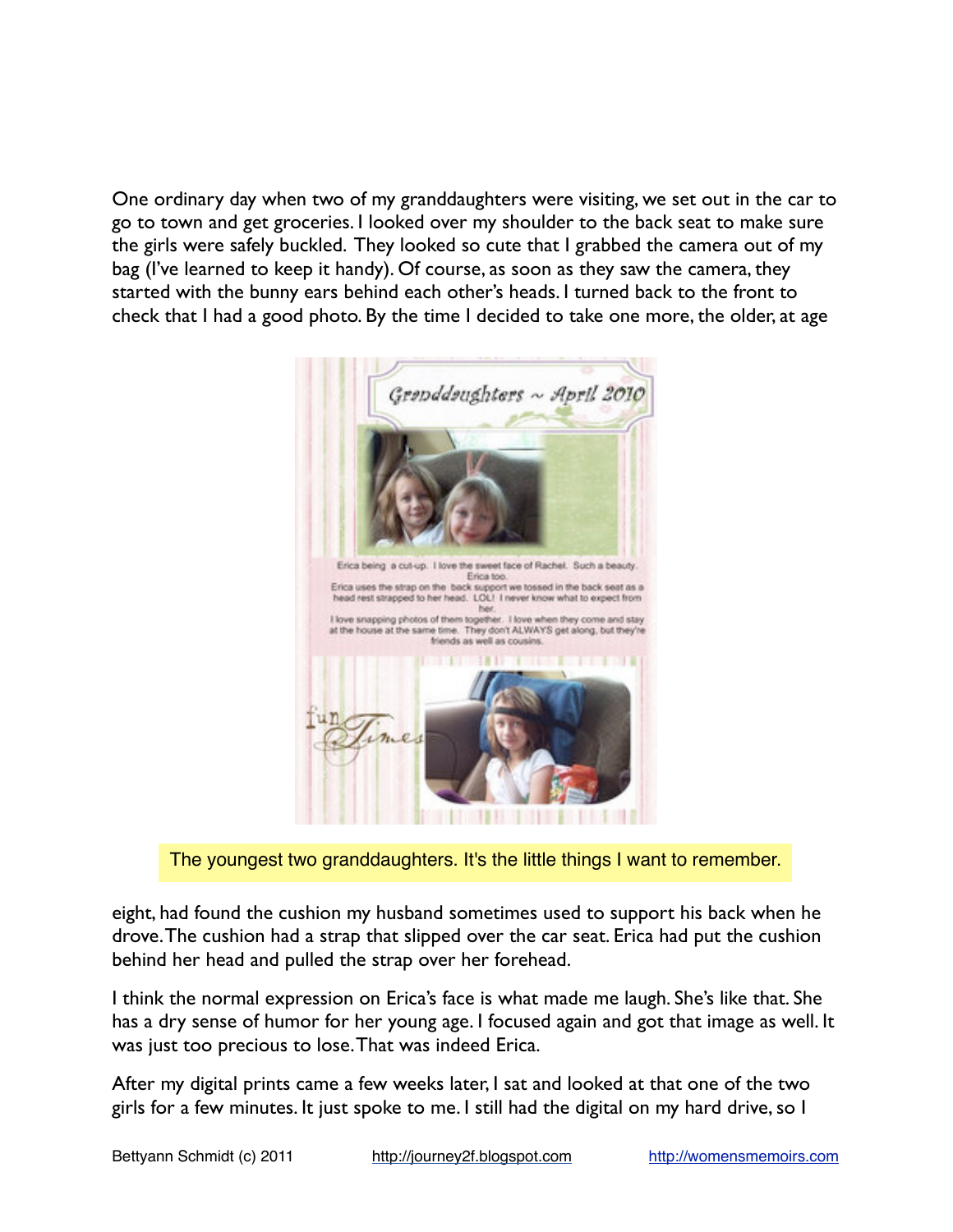One ordinary day when two of my granddaughters were visiting, we set out in the car to go to town and get groceries. I looked over my shoulder to the back seat to make sure the girls were safely buckled. They looked so cute that I grabbed the camera out of my bag (I've learned to keep it handy). Of course, as soon as they saw the camera, they started with the bunny ears behind each other's heads. I turned back to the front to check that I had a good photo. By the time I decided to take one more, the older, at age

The youngest two granddaughters. It's the little things I want to remember.

eight, had found the cushion my husband sometimes used to support his back when he drove. The cushion had a strap that slipped over the car seat. Erica had put the cushion behind her head and pulled the strap over her forehead.

I think the normal expression on Erica's face is what made me laugh. She's like that. She has a dry sense of humor for her young age. I focused again and got that image as well. It was just too precious to lose. That was indeed Erica.

After my digital prints came a few weeks later, I sat and looked at that one of the two girls for a few minutes. It just spoke to me. I still had the digital on my hard drive, so I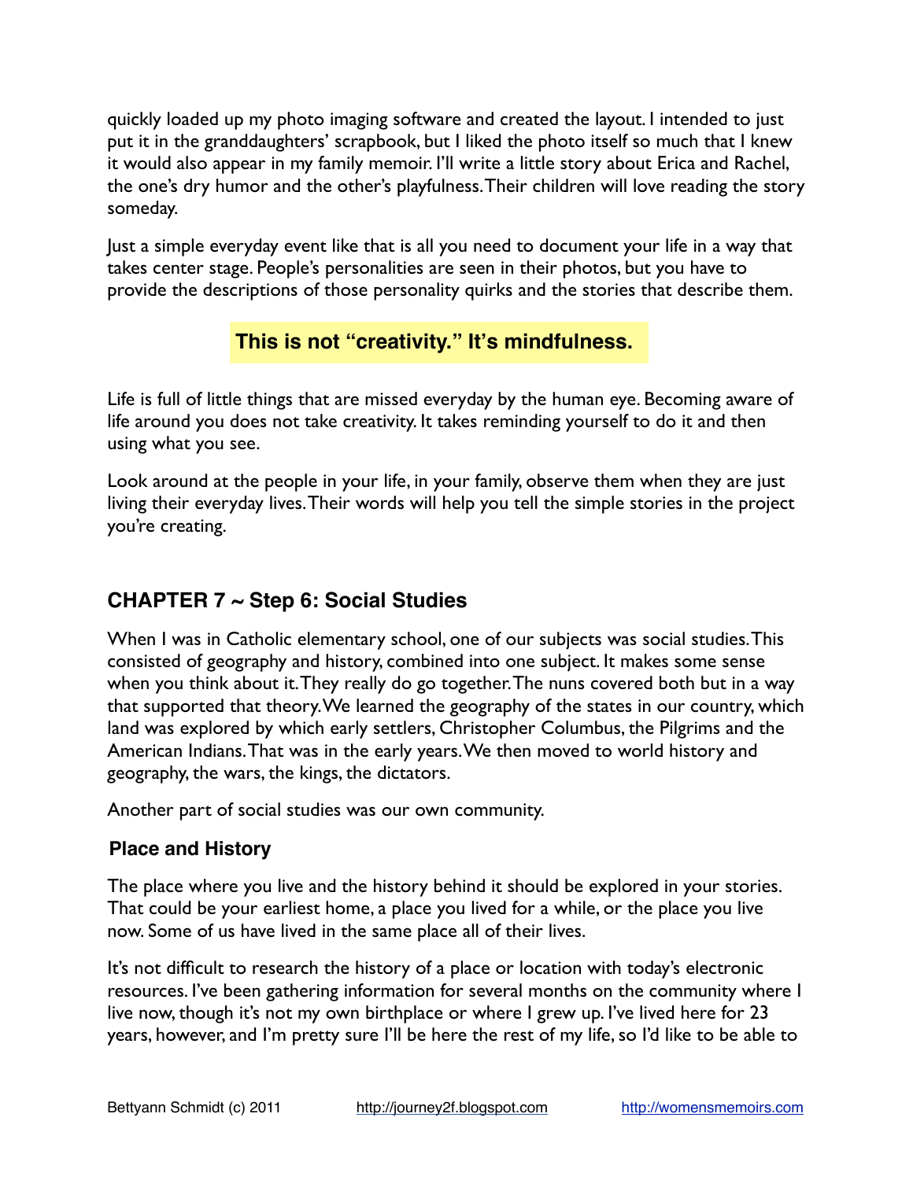quickly loaded up my photo imaging software and created the layout. I intended to just put it in the granddaughters' scrapbook, but I liked the photo itself so much that I knew it would also appear in my family memoir. I'll write a little story about Erica and Rachel, the one's dry humor and the other's playfulness. Their children will love reading the story someday.

Just a simple everyday event like that is all you need to document your life in a way that takes center stage. People's personalities are seen in their photos, but you have to provide the descriptions of those personality quirks and the stories that describe them.

**This is not "creativity." It's mindfulness.**

Life is full of little things that are missed everyday by the human eye. Becoming aware of life around you does not take creativity. It takes reminding yourself to do it and then using what you see.

Look around at the people in your life, in your family, observe them when they are just living their everyday lives. Their words will help you tell the simple stories in the project you're creating.

## CHAPTER 7 ~ Step 6: Social Studies

When I was in Catholic elementary school, one of our subjects was social studies. This consisted of geography and history, combined into one subject. It makes some sense when you think about it. They really do go together. The nuns covered both but in a way that supported that theory. We learned the geography of the states in our country, which land was explored by which early settlers, Christopher Columbus, the Pilgrims and the American Indians. That was in the early years. We then moved to world history and geography, the wars, the kings, the dictators.

Another part of social studies was our own community.

### Place and History

The place where you live and the history behind it should be explored in your stories. That could be your earliest home, a place you lived for a while, or the place you live now. Some of us have lived in the same place all of their lives.

It's not difficult to research the history of a place or location with today's electronic resources. I've been gathering information for several months on the community where I live now, though it's not my own birthplace or where I grew up. I've lived here for 23 years, however, and I'm pretty sure I'll be here the rest of my life, so I'd like to be able to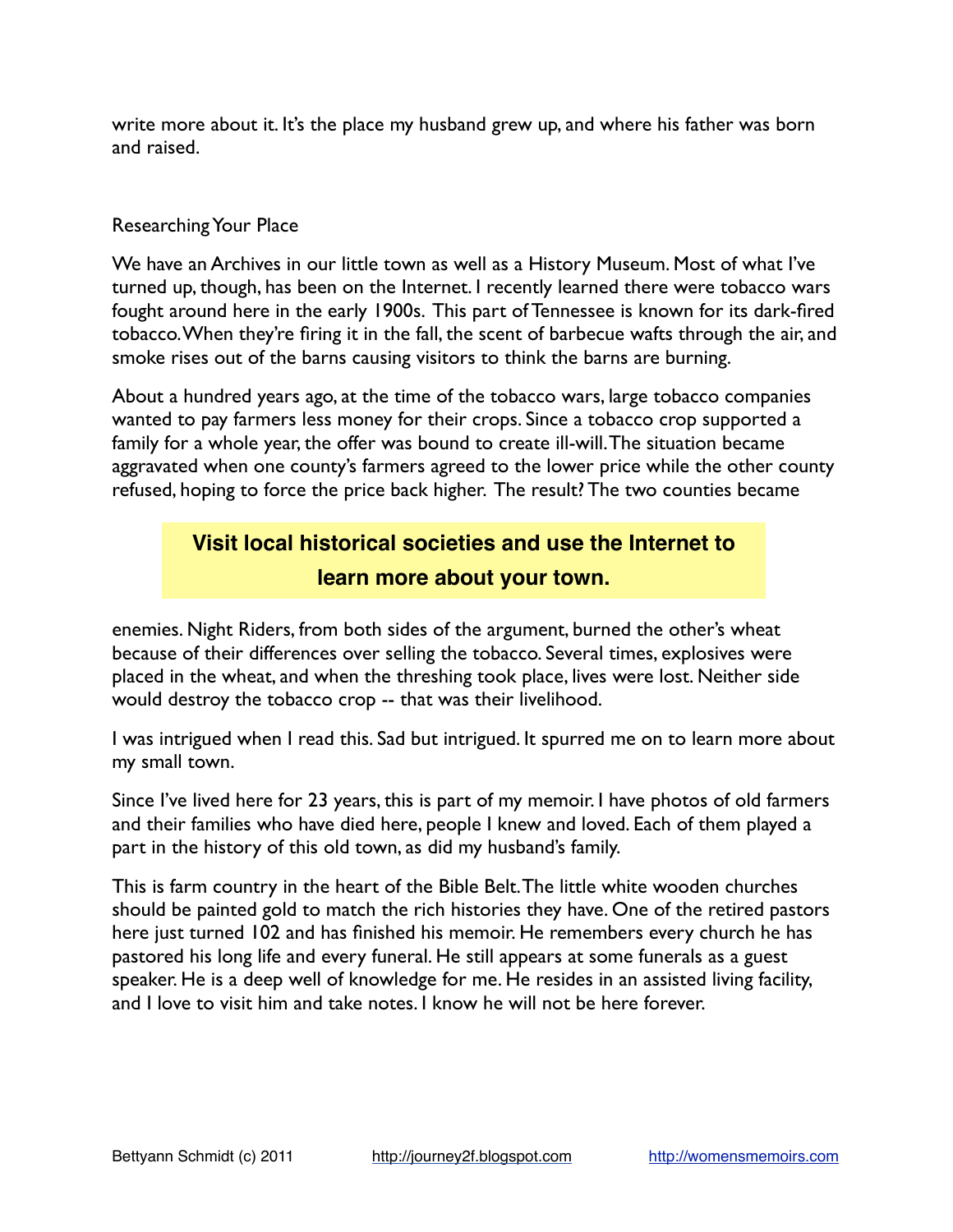write more about it. It's the place my husband grew up, and where his father was born and raised.

## Researching Your Place

We have an Archives in our little town as well as a History Museum. Most of what I've turned up, though, has been on the Internet. I recently learned there were tobacco wars fought around here in the early 1900s. This part of Tennessee is known for its dark-fired tobacco. When they're firing it in the fall, the scent of barbecue wafts through the air, and smoke rises out of the barns causing visitors to think the barns are burning.

About a hundred years ago, at the time of the tobacco wars, large tobacco companies wanted to pay farmers less money for their crops. Since a tobacco crop supported a family for a whole year, the offer was bound to create ill-will. The situation became aggravated when one county's farmers agreed to the lower price while the other county refused, hoping to force the price back higher. The result? The two counties became enemies. Night Riders, from both sides of the argument, burned the other's wheat because of their differences over selling the tobacco. Several times, explosives were placed in the wheat, and when the threshing took place, lives were lost. Neither side would destroy the tobacco crop -- that was their livelihood.

> **Visit local historical societies and use the Internet to learn more about your town.**

I was intrigued when I read this. Sad but intrigued. It spurred me on to learn more about my small town.

Since I've lived here for 23 years, this is part of my memoir. I have photos of old farmers and their families who have died here, people I knew and loved. Each of them played a part in the history of this old town, as did my husband's family.

This is farm country in the heart of the Bible Belt. The little white wooden churches should be painted gold to match the rich histories they have. One of the retired pastors here just turned 102 and has finished his memoir. He remembers every church he has pastored his long life and every funeral. He still appears at some funerals as a guest speaker. He is a deep well of knowledge for me. He resides in an assisted living facility, and I love to visit him and take notes. I know he will not be here forever.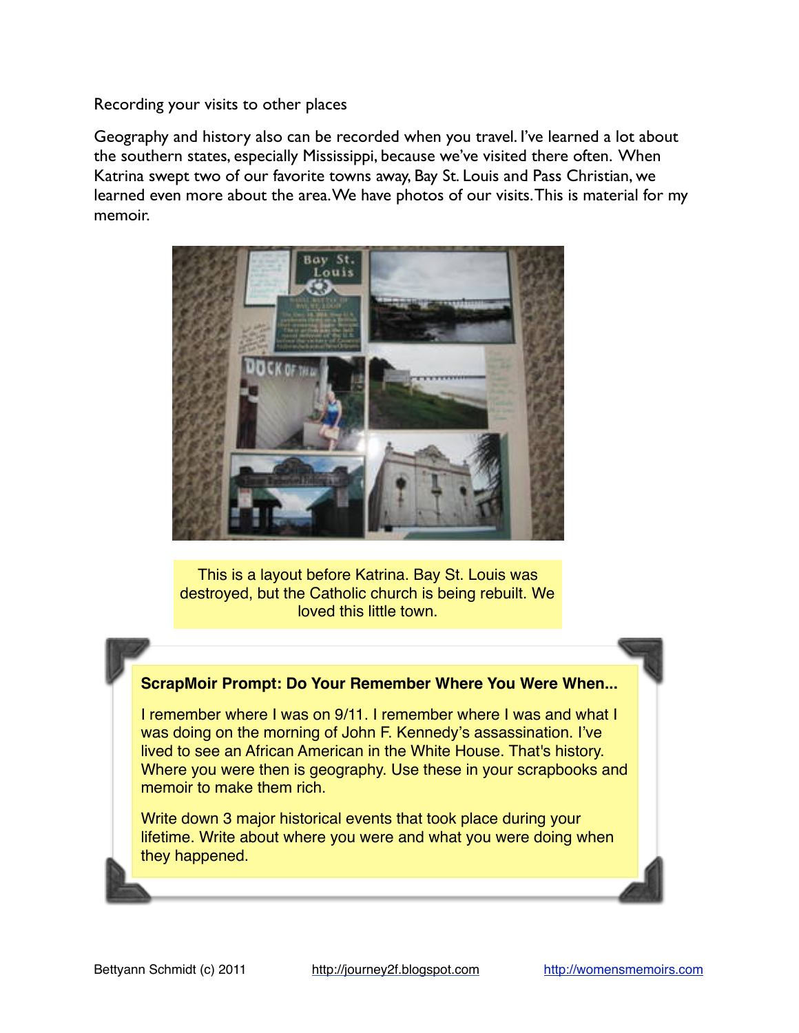Recording your visits to other places

Geography and history also can be recorded when you travel. I've learned a lot about the southern states, especially Mississippi, because we've visited there often. When Katrina swept two of our favorite towns away, Bay St. Louis and Pass Christian, we learned even more about the area. We have photos of our visits. This is material for my memoir.

This is a layout before Katrina. Bay St. Louis was destroyed, but the Catholic church is being rebuilt. We loved this little town.

**ScrapMoir Prompt: Do Your Remember Where You Were When...**

I remember where I was on 9/11. I remember where I was and what I was doing on the morning of John F. Kennedy's assassination. I've lived to see an African American in the White House. That's history. Where you were then is geography. Use these in your scrapbooks and memoir to make them rich.

Write down 3 major historical events that took place during your lifetime. Write about where you were and what you were doing when they happened.

Bettyann Schmidt (c) 2011 http://journey2f.blogspot.com http://womensmemoirs.com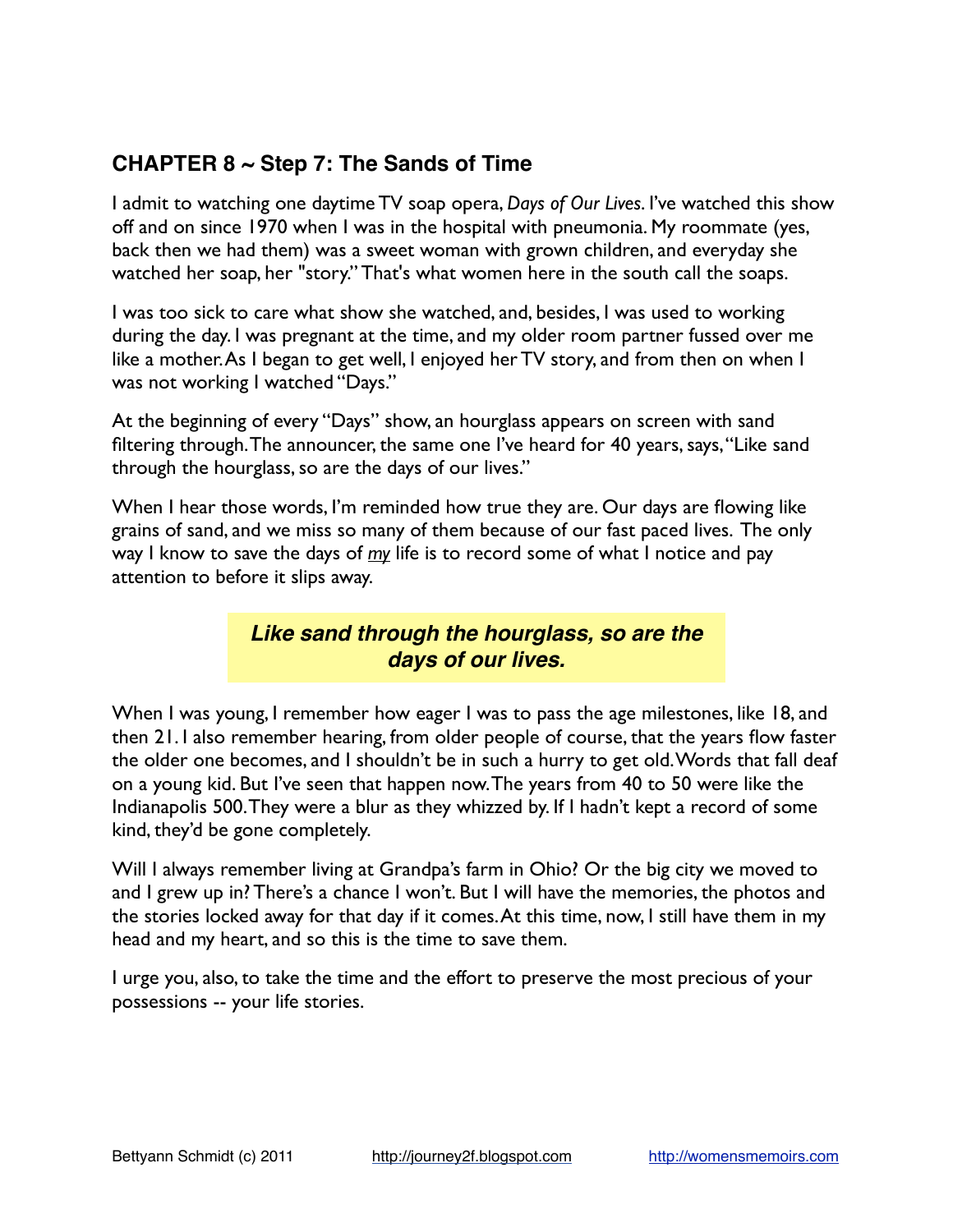## CHAPTER 8 ~ Step 7: The Sands of Time

I admit to watching one daytime TV soap opera, *Days of Our Lives*. I've watched this show off and on since 1970 when I was in the hospital with pneumonia. My roommate (yes, back then we had them) was a sweet woman with grown children, and everyday she watched her soap, her "story." That's what women here in the south call the soaps.

I was too sick to care what show she watched, and, besides, I was used to working during the day. I was pregnant at the time, and my older room partner fussed over me like a mother. As I began to get well, I enjoyed her TV story, and from then on when I was not working I watched "Days."

At the beginning of every "Days" show, an hourglass appears on screen with sand filtering through. The announcer, the same one I've heard for 40 years, says, "Like sand through the hourglass, so are the days of our lives."

When I hear those words, I'm reminded how true they are. Our days are flowing like grains of sand, and we miss so many of them because of our fast paced lives. The only way I know to save the days of *my* life is to record some of what I notice and pay attention to before it slips away.

> ***Like sand through the hourglass, so are the days of our lives.***

When I was young, I remember how eager I was to pass the age milestones, like 18, and then 21. I also remember hearing, from older people of course, that the years flow faster the older one becomes, and I shouldn't be in such a hurry to get old. Words that fall deaf on a young kid. But I've seen that happen now. The years from 40 to 50 were like the Indianapolis 500. They were a blur as they whizzed by. If I hadn't kept a record of some kind, they'd be gone completely.

Will I always remember living at Grandpa's farm in Ohio? Or the big city we moved to and I grew up in? There's a chance I won't. But I will have the memories, the photos and the stories locked away for that day if it comes. At this time, now, I still have them in my head and my heart, and so this is the time to save them.

I urge you, also, to take the time and the effort to preserve the most precious of your possessions -- your life stories.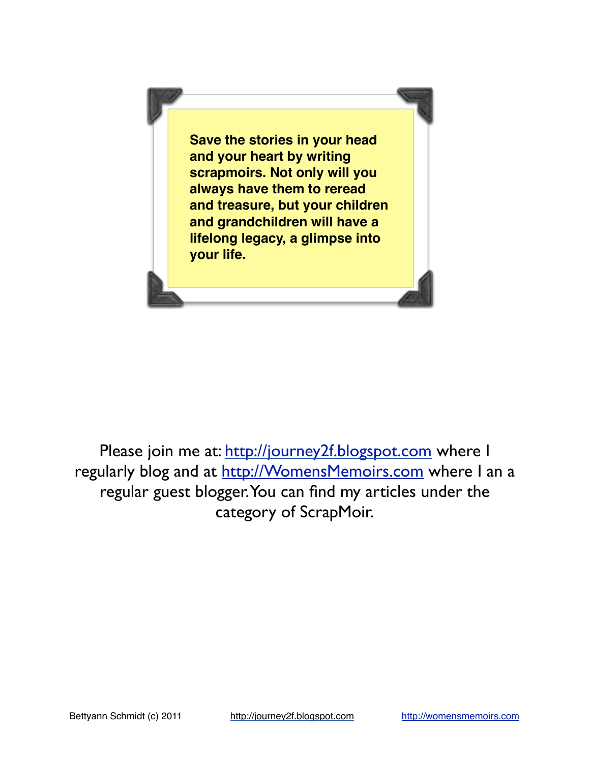**Save the stories in your head and your heart by writing scrapmoirs. Not only will you always have them to reread and treasure, but your children and grandchildren will have a lifelong legacy, a glimpse into your life.**

Please join me at: [http://journey2f.blogspot.com](http://journey2f.blogspot.com) where I regularly blog and at [http://WomensMemoirs.com](http://WomensMemoirs.com) where I an a regular guest blogger. You can find my articles under the category of ScrapMoir.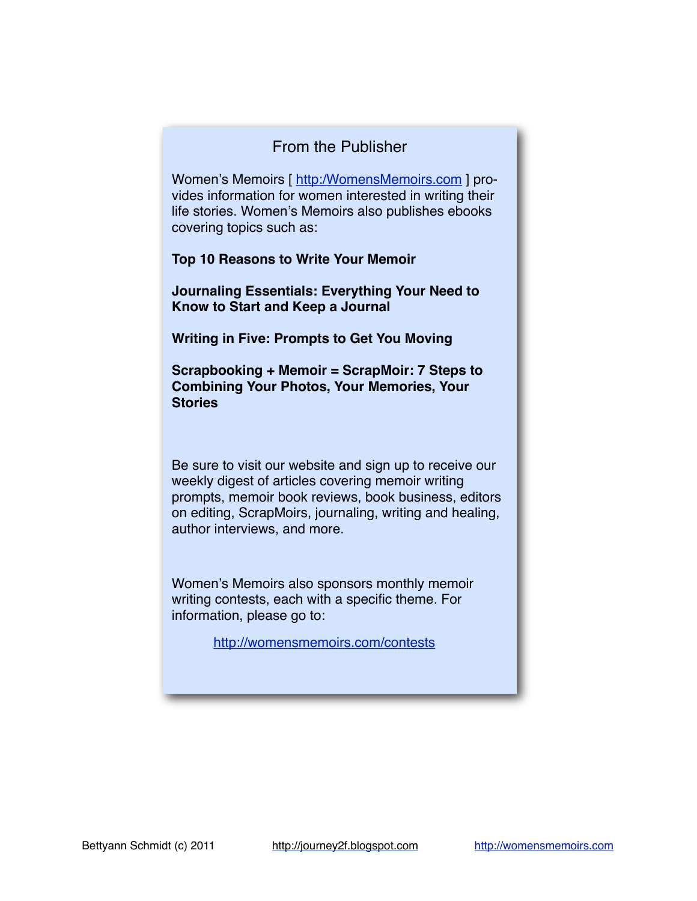## From the Publisher

Women's Memoirs [ http:/WomensMemoirs.com ] provides information for women interested in writing their life stories. Women's Memoirs also publishes ebooks covering topics such as:

**Top 10 Reasons to Write Your Memoir**

**Journaling Essentials: Everything Your Need to Know to Start and Keep a Journal**

**Writing in Five: Prompts to Get You Moving**

**Scrapbooking + Memoir = ScrapMoir: 7 Steps to Combining Your Photos, Your Memories, Your Stories**

Be sure to visit our website and sign up to receive our weekly digest of articles covering memoir writing prompts, memoir book reviews, book business, editors on editing, ScrapMoirs, journaling, writing and healing, author interviews, and more.

Women's Memoirs also sponsors monthly memoir writing contests, each with a specific theme. For information, please go to:

http://womensmemoirs.com/contests